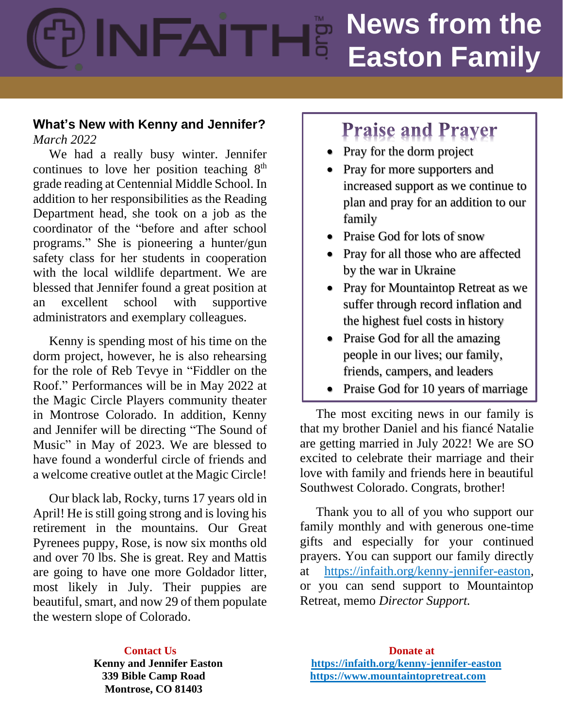# News from the Easton Family

## What's New with Kenny and Jennifer?

*March 2022*

We had a really busy winter. Jennifer continues to love her position teaching 8th grade reading at Centennial Middle School. In addition to her responsibilities as the Reading Department head, she took on a job as the coordinator of the "before and after school programs." She is pioneering a hunter/gun safety class for her students in cooperation with the local wildlife department. We are blessed that Jennifer found a great position at an excellent school with supportive administrators and exemplary colleagues.

Kenny is spending most of his time on the dorm project, however, he is also rehearsing for the role of Reb Tevye in "Fiddler on the Roof." Performances will be in May 2022 at the Magic Circle Players community theater in Montrose Colorado. In addition, Kenny and Jennifer will be directing "The Sound of Music" in May of 2023. We are blessed to have found a wonderful circle of friends and a welcome creative outlet at the Magic Circle!

Our black lab, Rocky, turns 17 years old in April! He is still going strong and is loving his retirement in the mountains. Our Great Pyrenees puppy, Rose, is now six months old and over 70 lbs. She is great. Rey and Mattis are going to have one more Goldador litter, most likely in July. Their puppies are beautiful, smart, and now 29 of them populate the western slope of Colorado.

## Praise and Prayer

- Pray for the dorm project
- Pray for more supporters and increased support as we continue to plan and pray for an addition to our family
- Praise God for lots of snow
- Pray for all those who are affected by the war in Ukraine
- Pray for Mountaintop Retreat as we suffer through record inflation and the highest fuel costs in history
- Praise God for all the amazing people in our lives; our family, friends, campers, and leaders
- Praise God for 10 years of marriage

The most exciting news in our family is that my brother Daniel and his fiancé Natalie are getting married in July 2022! We are SO excited to celebrate their marriage and their love with family and friends here in beautiful Southwest Colorado. Congrats, brother!

Thank you to all of you who support our family monthly and with generous one-time gifts and especially for your continued prayers. You can support our family directly at https://infaith.org/kenny-jennifer-easton, or you can send support to Mountaintop Retreat, memo *Director Support.*

**Contact Us**
**Kenny and Jennifer Easton**
**339 Bible Camp Road**
**Montrose, CO 81403**

**Donate at**
**https://infaith.org/kenny-jennifer-easton**
**https://www.mountaintopretreat.com**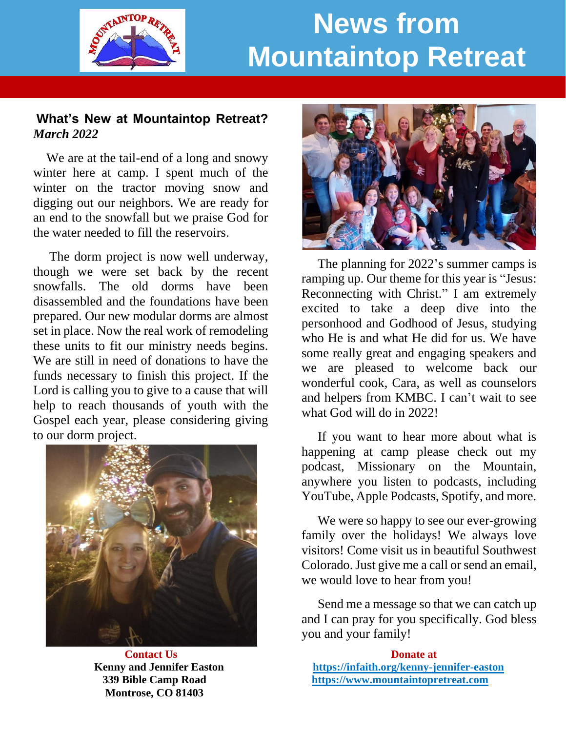# News from Mountaintop Retreat

### What's New at Mountaintop Retreat?
*March 2022*

We are at the tail-end of a long and snowy winter here at camp. I spent much of the winter on the tractor moving snow and digging out our neighbors. We are ready for an end to the snowfall but we praise God for the water needed to fill the reservoirs.

The dorm project is now well underway, though we were set back by the recent snowfalls. The old dorms have been disassembled and the foundations have been prepared. Our new modular dorms are almost set in place. Now the real work of remodeling these units to fit our ministry needs begins. We are still in need of donations to have the funds necessary to finish this project. If the Lord is calling you to give to a cause that will help to reach thousands of youth with the Gospel each year, please considering giving to our dorm project.

The planning for 2022's summer camps is ramping up. Our theme for this year is "Jesus: Reconnecting with Christ." I am extremely excited to take a deep dive into the personhood and Godhood of Jesus, studying who He is and what He did for us. We have some really great and engaging speakers and we are pleased to welcome back our wonderful cook, Cara, as well as counselors and helpers from KMBC. I can't wait to see what God will do in 2022!

If you want to hear more about what is happening at camp please check out my podcast, Missionary on the Mountain, anywhere you listen to podcasts, including YouTube, Apple Podcasts, Spotify, and more.

We were so happy to see our ever-growing family over the holidays! We always love visitors! Come visit us in beautiful Southwest Colorado. Just give me a call or send an email, we would love to hear from you!

Send me a message so that we can catch up and I can pray for you specifically. God bless you and your family!

**Contact Us**
**Kenny and Jennifer Easton**
**339 Bible Camp Road**
**Montrose, CO 81403**

**Donate at**
**https://infaith.org/kenny-jennifer-easton**
**https://www.mountaintopretreat.com**